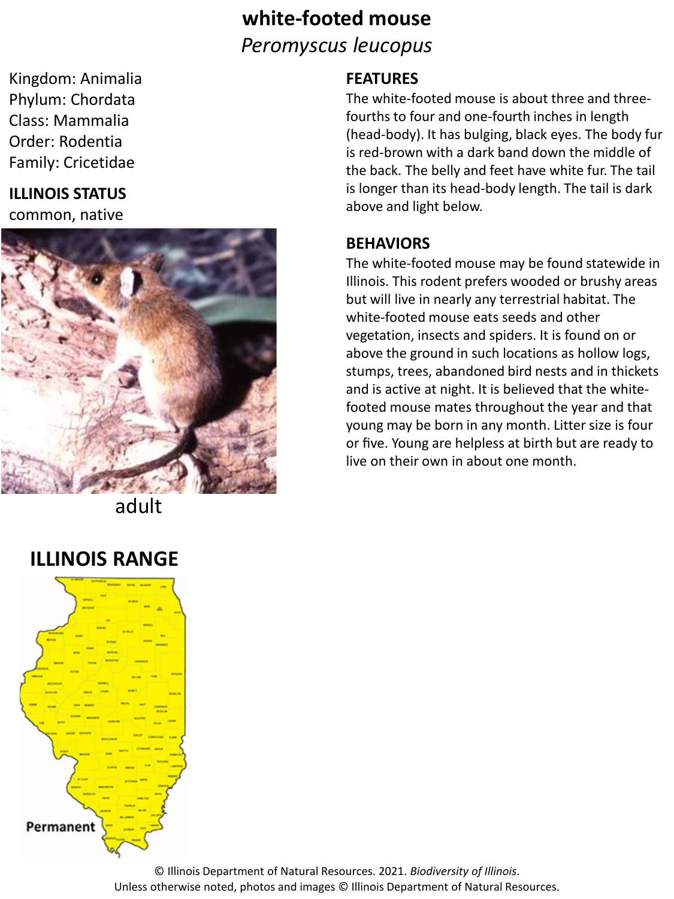# white-footed mouse

*Peromyscus leucopus*

Kingdom: Animalia
Phylum: Chordata
Class: Mammalia
Order: Rodentia
Family: Cricetidae

## ILLINOIS STATUS

common, native

adult

## FEATURES

The white-footed mouse is about three and three-fourths to four and one-fourth inches in length (head-body). It has bulging, black eyes. The body fur is red-brown with a dark band down the middle of the back. The belly and feet have white fur. The tail is longer than its head-body length. The tail is dark above and light below.

## BEHAVIORS

The white-footed mouse may be found statewide in Illinois. This rodent prefers wooded or brushy areas but will live in nearly any terrestrial habitat. The white-footed mouse eats seeds and other vegetation, insects and spiders. It is found on or above the ground in such locations as hollow logs, stumps, trees, abandoned bird nests and in thickets and is active at night. It is believed that the white-footed mouse mates throughout the year and that young may be born in any month. Litter size is four or five. Young are helpless at birth but are ready to live on their own in about one month.

## ILLINOIS RANGE

Permanent

© Illinois Department of Natural Resources. 2021. *Biodiversity of Illinois*.
Unless otherwise noted, photos and images © Illinois Department of Natural Resources.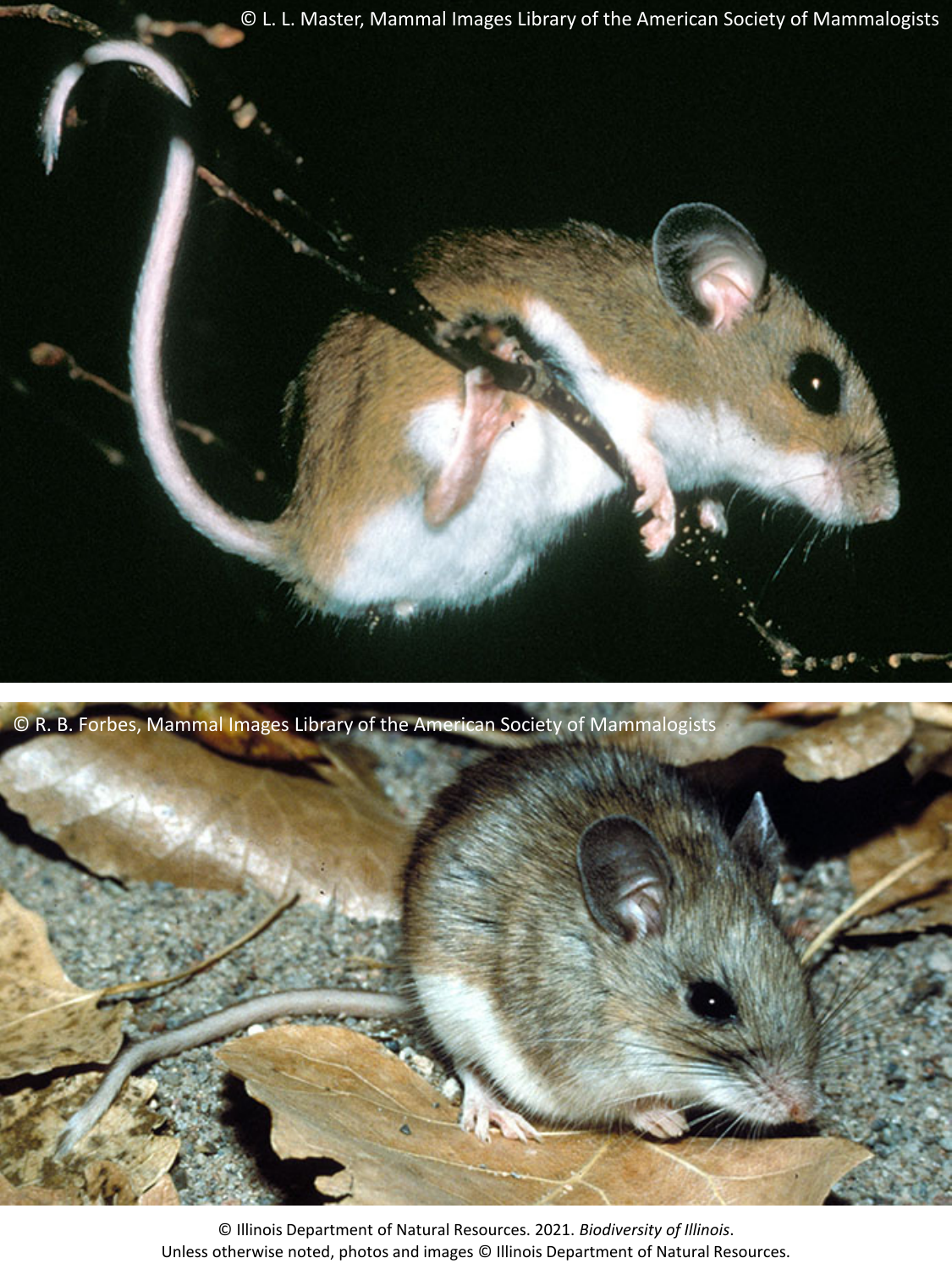© L. L. Master, Mammal Images Library of the American Society of Mammalogists

© R. B. Forbes, Mammal Images Library of the American Society of Mammalogists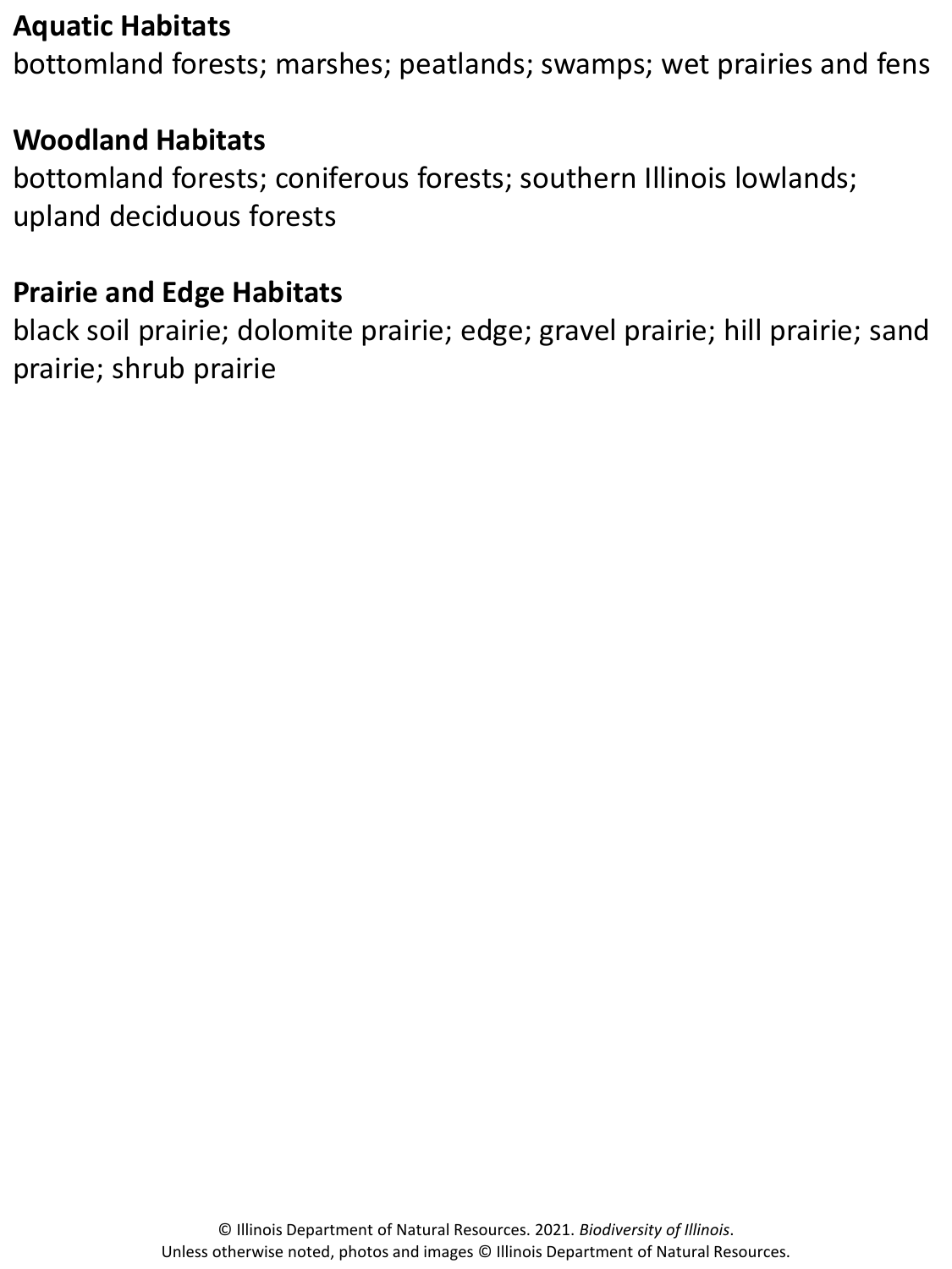**Aquatic Habitats**
bottomland forests; marshes; peatlands; swamps; wet prairies and fens

**Woodland Habitats**
bottomland forests; coniferous forests; southern Illinois lowlands; upland deciduous forests

**Prairie and Edge Habitats**
black soil prairie; dolomite prairie; edge; gravel prairie; hill prairie; sand prairie; shrub prairie

© Illinois Department of Natural Resources. 2021. *Biodiversity of Illinois*.
Unless otherwise noted, photos and images © Illinois Department of Natural Resources.